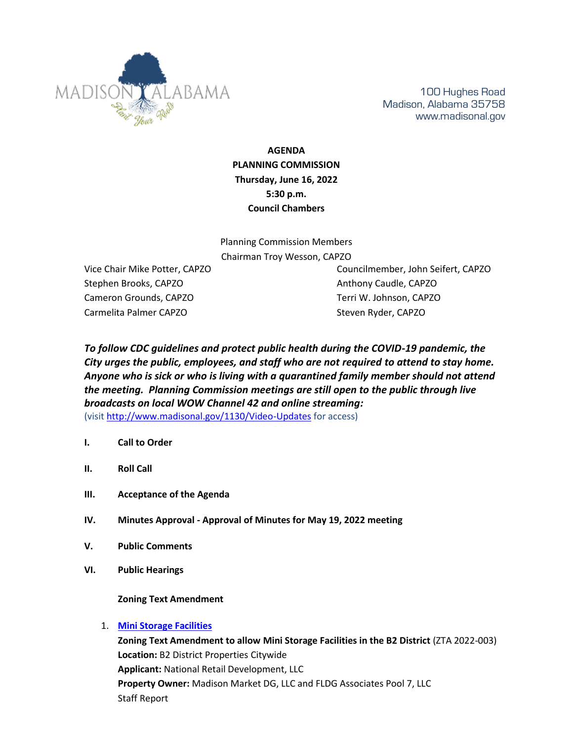MADISON ALABAMA

100 Hughes Road
Madison, Alabama 35758
www.madisonal.gov

**AGENDA**
**PLANNING COMMISSION**
**Thursday, June 16, 2022**
**5:30 p.m.**
**Council Chambers**

Planning Commission Members
Chairman Troy Wesson, CAPZO

Vice Chair Mike Potter, CAPZO
Stephen Brooks, CAPZO
Cameron Grounds, CAPZO
Carmelita Palmer CAPZO
Councilmember, John Seifert, CAPZO
Anthony Caudle, CAPZO
Terri W. Johnson, CAPZO
Steven Ryder, CAPZO

***To follow CDC guidelines and protect public health during the COVID-19 pandemic, the City urges the public, employees, and staff who are not required to attend to stay home. Anyone who is sick or who is living with a quarantined family member should not attend the meeting. Planning Commission meetings are still open to the public through live broadcasts on local WOW Channel 42 and online streaming:***
(visit http://www.madisonal.gov/1130/Video-Updates for access)

**I. Call to Order**

**II. Roll Call**

**III. Acceptance of the Agenda**

**IV. Minutes Approval - Approval of Minutes for May 19, 2022 meeting**

**V. Public Comments**

**VI. Public Hearings**

**Zoning Text Amendment**

1. **Mini Storage Facilities**
   **Zoning Text Amendment to allow Mini Storage Facilities in the B2 District** (ZTA 2022-003)
   **Location:** B2 District Properties Citywide
   **Applicant:** National Retail Development, LLC
   **Property Owner:** Madison Market DG, LLC and FLDG Associates Pool 7, LLC
   Staff Report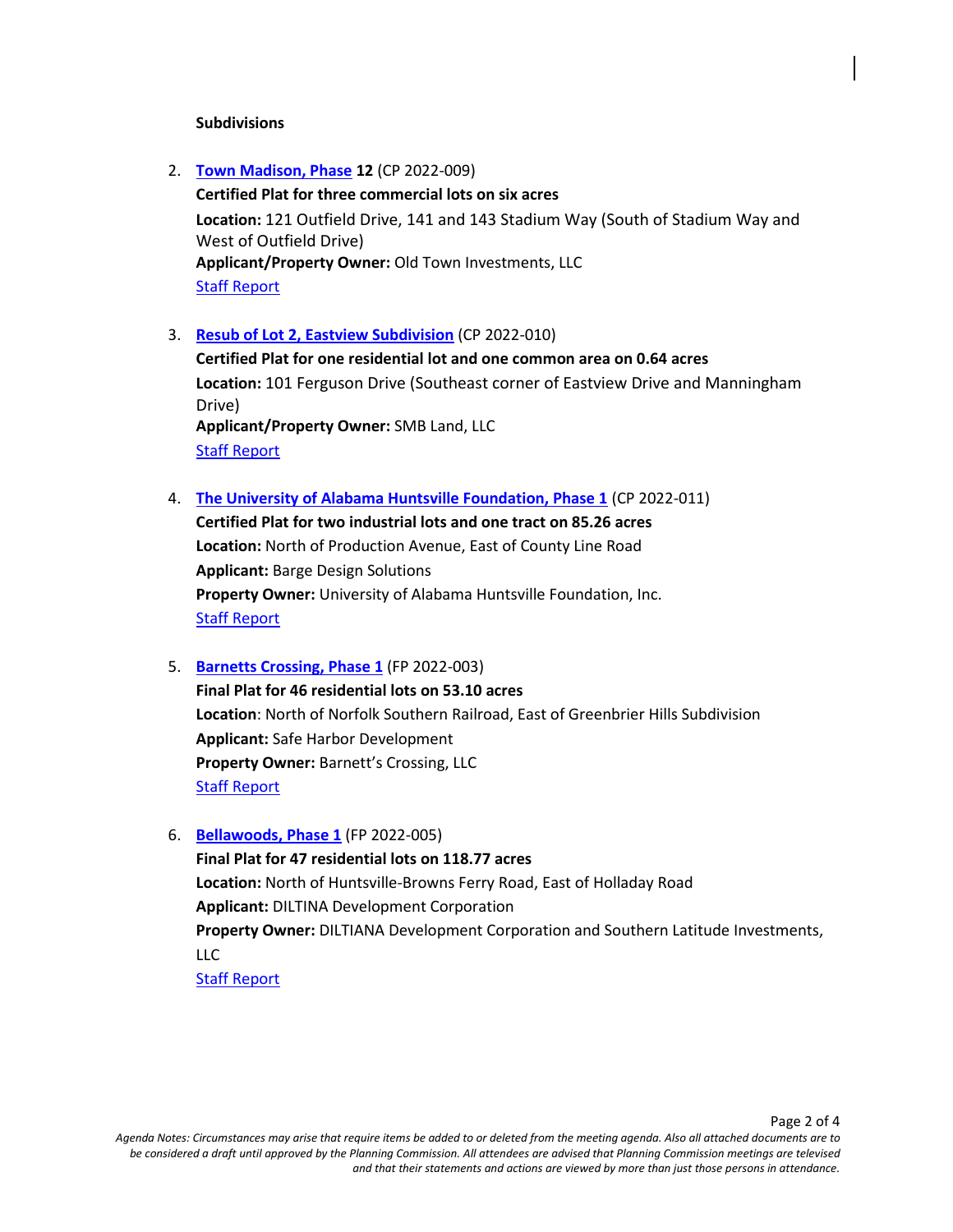**Subdivisions**

2. **Town Madison, Phase 12** (CP 2022-009)
   **Certified Plat for three commercial lots on six acres**
   **Location:** 121 Outfield Drive, 141 and 143 Stadium Way (South of Stadium Way and West of Outfield Drive)
   **Applicant/Property Owner:** Old Town Investments, LLC
   Staff Report

3. **Resub of Lot 2, Eastview Subdivision** (CP 2022-010)
   **Certified Plat for one residential lot and one common area on 0.64 acres**
   **Location:** 101 Ferguson Drive (Southeast corner of Eastview Drive and Manningham Drive)
   **Applicant/Property Owner:** SMB Land, LLC
   Staff Report

4. **The University of Alabama Huntsville Foundation, Phase 1** (CP 2022-011)
   **Certified Plat for two industrial lots and one tract on 85.26 acres**
   **Location:** North of Production Avenue, East of County Line Road
   **Applicant:** Barge Design Solutions
   **Property Owner:** University of Alabama Huntsville Foundation, Inc.
   Staff Report

5. **Barnetts Crossing, Phase 1** (FP 2022-003)
   **Final Plat for 46 residential lots on 53.10 acres**
   **Location**: North of Norfolk Southern Railroad, East of Greenbrier Hills Subdivision
   **Applicant:** Safe Harbor Development
   **Property Owner:** Barnett's Crossing, LLC
   Staff Report

6. **Bellawoods, Phase 1** (FP 2022-005)
   **Final Plat for 47 residential lots on 118.77 acres**
   **Location:** North of Huntsville-Browns Ferry Road, East of Holladay Road
   **Applicant:** DILTINA Development Corporation
   **Property Owner:** DILTIANA Development Corporation and Southern Latitude Investments, LLC
   Staff Report

*Agenda Notes: Circumstances may arise that require items be added to or deleted from the meeting agenda. Also all attached documents are to be considered a draft until approved by the Planning Commission. All attendees are advised that Planning Commission meetings are televised and that their statements and actions are viewed by more than just those persons in attendance.*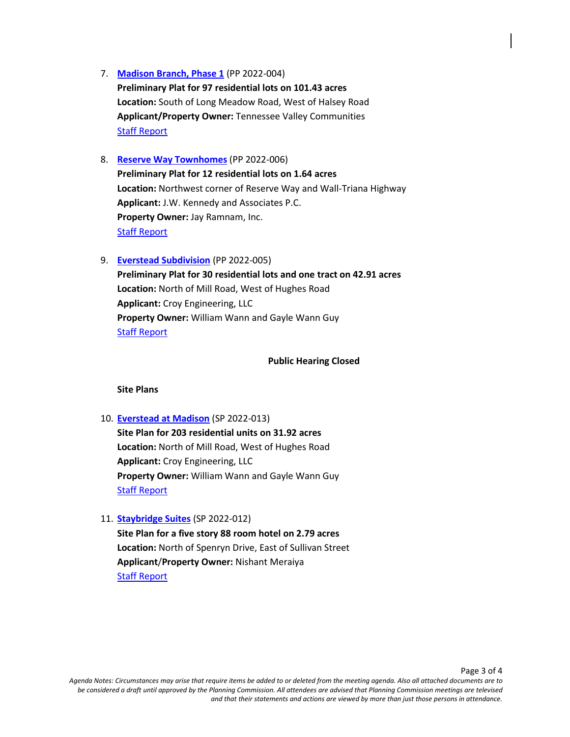7. **Madison Branch, Phase 1** (PP 2022-004)
   **Preliminary Plat for 97 residential lots on 101.43 acres**
   **Location:** South of Long Meadow Road, West of Halsey Road
   **Applicant/Property Owner:** Tennessee Valley Communities
   Staff Report

8. **Reserve Way Townhomes** (PP 2022-006)
   **Preliminary Plat for 12 residential lots on 1.64 acres**
   **Location:** Northwest corner of Reserve Way and Wall-Triana Highway
   **Applicant:** J.W. Kennedy and Associates P.C.
   **Property Owner:** Jay Ramnam, Inc.
   Staff Report

9. **Everstead Subdivision** (PP 2022-005)
   **Preliminary Plat for 30 residential lots and one tract on 42.91 acres**
   **Location:** North of Mill Road, West of Hughes Road
   **Applicant:** Croy Engineering, LLC
   **Property Owner:** William Wann and Gayle Wann Guy
   Staff Report

**Public Hearing Closed**

**Site Plans**

10. **Everstead at Madison** (SP 2022-013)
    **Site Plan for 203 residential units on 31.92 acres**
    **Location:** North of Mill Road, West of Hughes Road
    **Applicant:** Croy Engineering, LLC
    **Property Owner:** William Wann and Gayle Wann Guy
    Staff Report

11. **Staybridge Suites** (SP 2022-012)
    **Site Plan for a five story 88 room hotel on 2.79 acres**
    **Location:** North of Spenryn Drive, East of Sullivan Street
    **Applicant/Property Owner:** Nishant Meraiya
    Staff Report

*Agenda Notes: Circumstances may arise that require items be added to or deleted from the meeting agenda. Also all attached documents are to be considered a draft until approved by the Planning Commission. All attendees are advised that Planning Commission meetings are televised and that their statements and actions are viewed by more than just those persons in attendance.*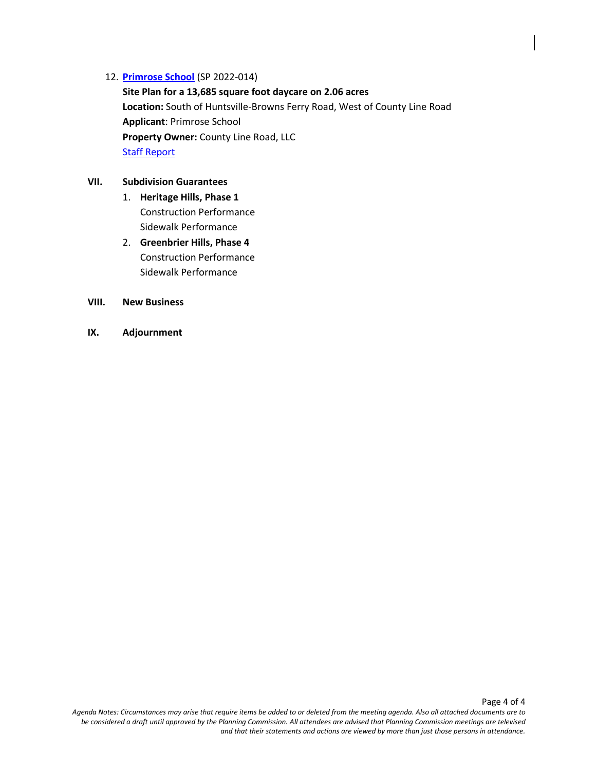12. **Primrose School** (SP 2022-014)

    **Site Plan for a 13,685 square foot daycare on 2.06 acres**

    **Location:** South of Huntsville-Browns Ferry Road, West of County Line Road

    **Applicant**: Primrose School

    **Property Owner:** County Line Road, LLC

    Staff Report

**VII. Subdivision Guarantees**

1. **Heritage Hills, Phase 1**
   Construction Performance
   Sidewalk Performance
2. **Greenbrier Hills, Phase 4**
   Construction Performance
   Sidewalk Performance

**VIII. New Business**

**IX. Adjournment**

*Agenda Notes: Circumstances may arise that require items be added to or deleted from the meeting agenda. Also all attached documents are to be considered a draft until approved by the Planning Commission. All attendees are advised that Planning Commission meetings are televised and that their statements and actions are viewed by more than just those persons in attendance.*